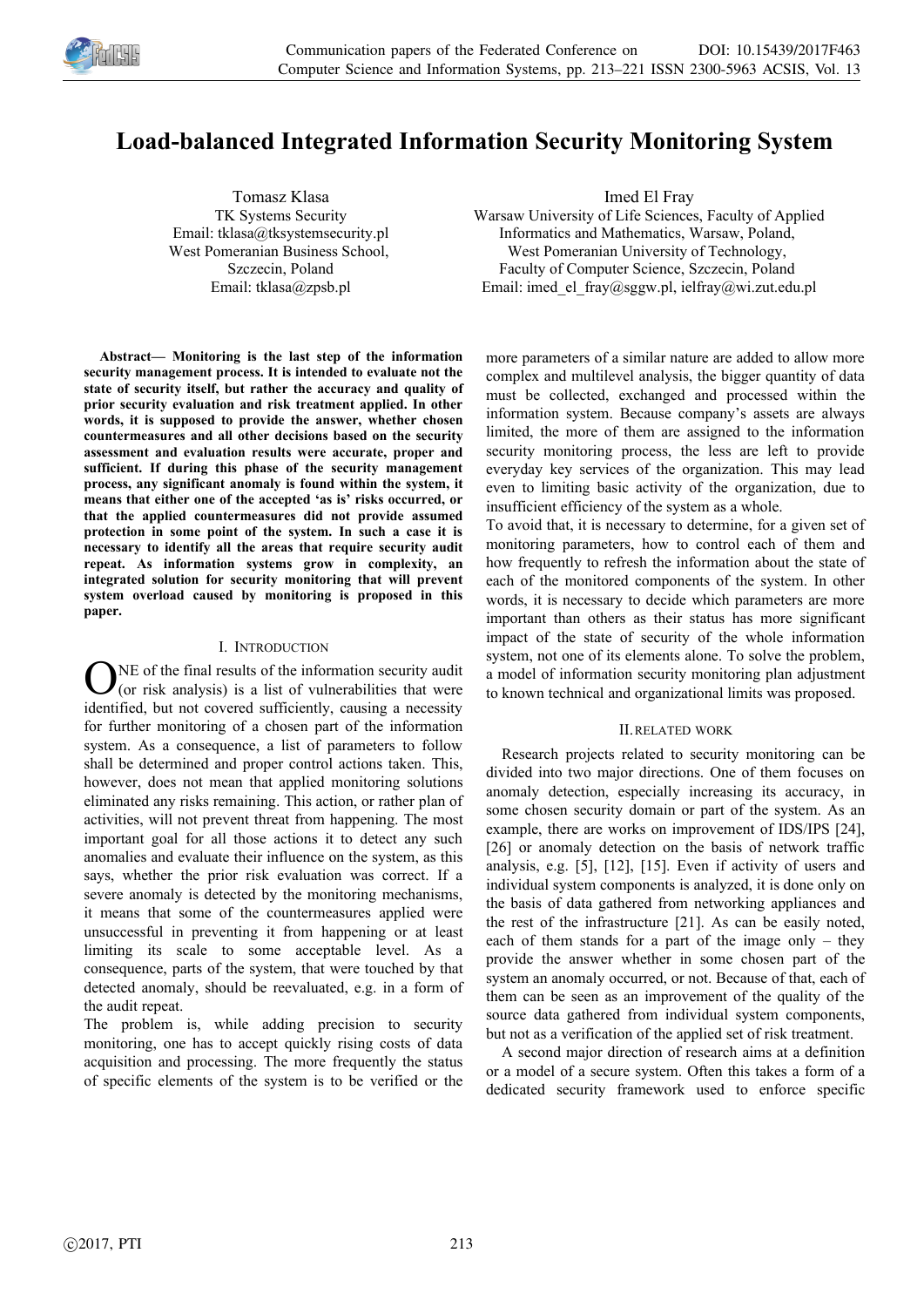# Load-balanced Integrated Information Security Monitoring System

Tomasz Klasa
TK Systems Security
Email: tklasa@tksystemsecurity.pl
West Pomeranian Business School,
Szczecin, Poland
Email: tklasa@zpsb.pl

Imed El Fray
Warsaw University of Life Sciences, Faculty of Applied Informatics and Mathematics, Warsaw, Poland,
West Pomeranian University of Technology,
Faculty of Computer Science, Szczecin, Poland
Email: imed_el_fray@sggw.pl, ielfray@wi.zut.edu.pl

**Abstract— Monitoring is the last step of the information security management process. It is intended to evaluate not the state of security itself, but rather the accuracy and quality of prior security evaluation and risk treatment applied. In other words, it is supposed to provide the answer, whether chosen countermeasures and all other decisions based on the security assessment and evaluation results were accurate, proper and sufficient. If during this phase of the security management process, any significant anomaly is found within the system, it means that either one of the accepted 'as is' risks occurred, or that the applied countermeasures did not provide assumed protection in some point of the system. In such a case it is necessary to identify all the areas that require security audit repeat. As information systems grow in complexity, an integrated solution for security monitoring that will prevent system overload caused by monitoring is proposed in this paper.**

## I. Introduction

ONE of the final results of the information security audit (or risk analysis) is a list of vulnerabilities that were identified, but not covered sufficiently, causing a necessity for further monitoring of a chosen part of the information system. As a consequence, a list of parameters to follow shall be determined and proper control actions taken. This, however, does not mean that applied monitoring solutions eliminated any risks remaining. This action, or rather plan of activities, will not prevent threat from happening. The most important goal for all those actions it to detect any such anomalies and evaluate their influence on the system, as this says, whether the prior risk evaluation was correct. If a severe anomaly is detected by the monitoring mechanisms, it means that some of the countermeasures applied were unsuccessful in preventing it from happening or at least limiting its scale to some acceptable level. As a consequence, parts of the system, that were touched by that detected anomaly, should be reevaluated, e.g. in a form of the audit repeat.

The problem is, while adding precision to security monitoring, one has to accept quickly rising costs of data acquisition and processing. The more frequently the status of specific elements of the system is to be verified or the more parameters of a similar nature are added to allow more complex and multilevel analysis, the bigger quantity of data must be collected, exchanged and processed within the information system. Because company's assets are always limited, the more of them are assigned to the information security monitoring process, the less are left to provide everyday key services of the organization. This may lead even to limiting basic activity of the organization, due to insufficient efficiency of the system as a whole.

To avoid that, it is necessary to determine, for a given set of monitoring parameters, how to control each of them and how frequently to refresh the information about the state of each of the monitored components of the system. In other words, it is necessary to decide which parameters are more important than others as their status has more significant impact of the state of security of the whole information system, not one of its elements alone. To solve the problem, a model of information security monitoring plan adjustment to known technical and organizational limits was proposed.

## II. Related Work

Research projects related to security monitoring can be divided into two major directions. One of them focuses on anomaly detection, especially increasing its accuracy, in some chosen security domain or part of the system. As an example, there are works on improvement of IDS/IPS [24], [26] or anomaly detection on the basis of network traffic analysis, e.g. [5], [12], [15]. Even if activity of users and individual system components is analyzed, it is done only on the basis of data gathered from networking appliances and the rest of the infrastructure [21]. As can be easily noted, each of them stands for a part of the image only – they provide the answer whether in some chosen part of the system an anomaly occurred, or not. Because of that, each of them can be seen as an improvement of the quality of the source data gathered from individual system components, but not as a verification of the applied set of risk treatment.

A second major direction of research aims at a definition or a model of a secure system. Often this takes a form of a dedicated security framework used to enforce specific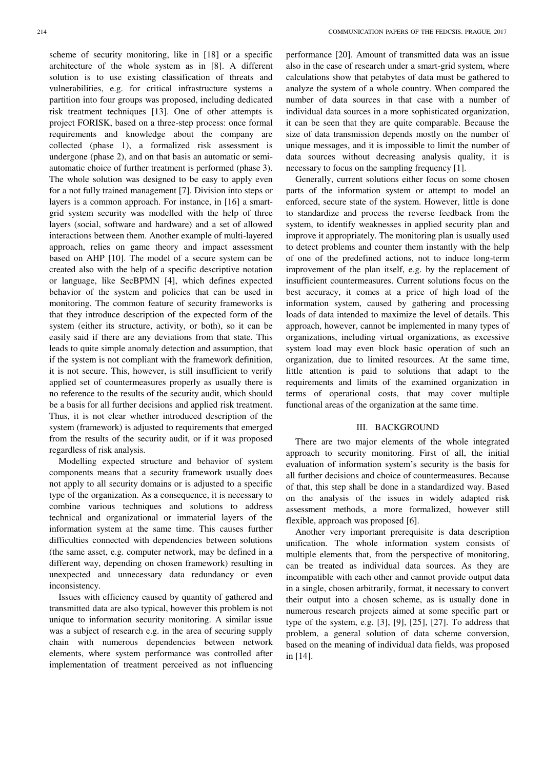scheme of security monitoring, like in [18] or a specific architecture of the whole system as in [8]. A different solution is to use existing classification of threats and vulnerabilities, e.g. for critical infrastructure systems a partition into four groups was proposed, including dedicated risk treatment techniques [13]. One of other attempts is project FORISK, based on a three-step process: once formal requirements and knowledge about the company are collected (phase 1), a formalized risk assessment is undergone (phase 2), and on that basis an automatic or semi-automatic choice of further treatment is performed (phase 3). The whole solution was designed to be easy to apply even for a not fully trained management [7]. Division into steps or layers is a common approach. For instance, in [16] a smart-grid system security was modelled with the help of three layers (social, software and hardware) and a set of allowed interactions between them. Another example of multi-layered approach, relies on game theory and impact assessment based on AHP [10]. The model of a secure system can be created also with the help of a specific descriptive notation or language, like SecBPMN [4], which defines expected behavior of the system and policies that can be used in monitoring. The common feature of security frameworks is that they introduce description of the expected form of the system (either its structure, activity, or both), so it can be easily said if there are any deviations from that state. This leads to quite simple anomaly detection and assumption, that if the system is not compliant with the framework definition, it is not secure. This, however, is still insufficient to verify applied set of countermeasures properly as usually there is no reference to the results of the security audit, which should be a basis for all further decisions and applied risk treatment. Thus, it is not clear whether introduced description of the system (framework) is adjusted to requirements that emerged from the results of the security audit, or if it was proposed regardless of risk analysis.

Modelling expected structure and behavior of system components means that a security framework usually does not apply to all security domains or is adjusted to a specific type of the organization. As a consequence, it is necessary to combine various techniques and solutions to address technical and organizational or immaterial layers of the information system at the same time. This causes further difficulties connected with dependencies between solutions (the same asset, e.g. computer network, may be defined in a different way, depending on chosen framework) resulting in unexpected and unnecessary data redundancy or even inconsistency.

Issues with efficiency caused by quantity of gathered and transmitted data are also typical, however this problem is not unique to information security monitoring. A similar issue was a subject of research e.g. in the area of securing supply chain with numerous dependencies between network elements, where system performance was controlled after implementation of treatment perceived as not influencing performance [20]. Amount of transmitted data was an issue also in the case of research under a smart-grid system, where calculations show that petabytes of data must be gathered to analyze the system of a whole country. When compared the number of data sources in that case with a number of individual data sources in a more sophisticated organization, it can be seen that they are quite comparable. Because the size of data transmission depends mostly on the number of unique messages, and it is impossible to limit the number of data sources without decreasing analysis quality, it is necessary to focus on the sampling frequency [1].

Generally, current solutions either focus on some chosen parts of the information system or attempt to model an enforced, secure state of the system. However, little is done to standardize and process the reverse feedback from the system, to identify weaknesses in applied security plan and improve it appropriately. The monitoring plan is usually used to detect problems and counter them instantly with the help of one of the predefined actions, not to induce long-term improvement of the plan itself, e.g. by the replacement of insufficient countermeasures. Current solutions focus on the best accuracy, it comes at a price of high load of the information system, caused by gathering and processing loads of data intended to maximize the level of details. This approach, however, cannot be implemented in many types of organizations, including virtual organizations, as excessive system load may even block basic operation of such an organization, due to limited resources. At the same time, little attention is paid to solutions that adapt to the requirements and limits of the examined organization in terms of operational costs, that may cover multiple functional areas of the organization at the same time.

## III. BACKGROUND

There are two major elements of the whole integrated approach to security monitoring. First of all, the initial evaluation of information system's security is the basis for all further decisions and choice of countermeasures. Because of that, this step shall be done in a standardized way. Based on the analysis of the issues in widely adapted risk assessment methods, a more formalized, however still flexible, approach was proposed [6].

Another very important prerequisite is data description unification. The whole information system consists of multiple elements that, from the perspective of monitoring, can be treated as individual data sources. As they are incompatible with each other and cannot provide output data in a single, chosen arbitrarily, format, it necessary to convert their output into a chosen scheme, as is usually done in numerous research projects aimed at some specific part or type of the system, e.g. [3], [9], [25], [27]. To address that problem, a general solution of data scheme conversion, based on the meaning of individual data fields, was proposed in [14].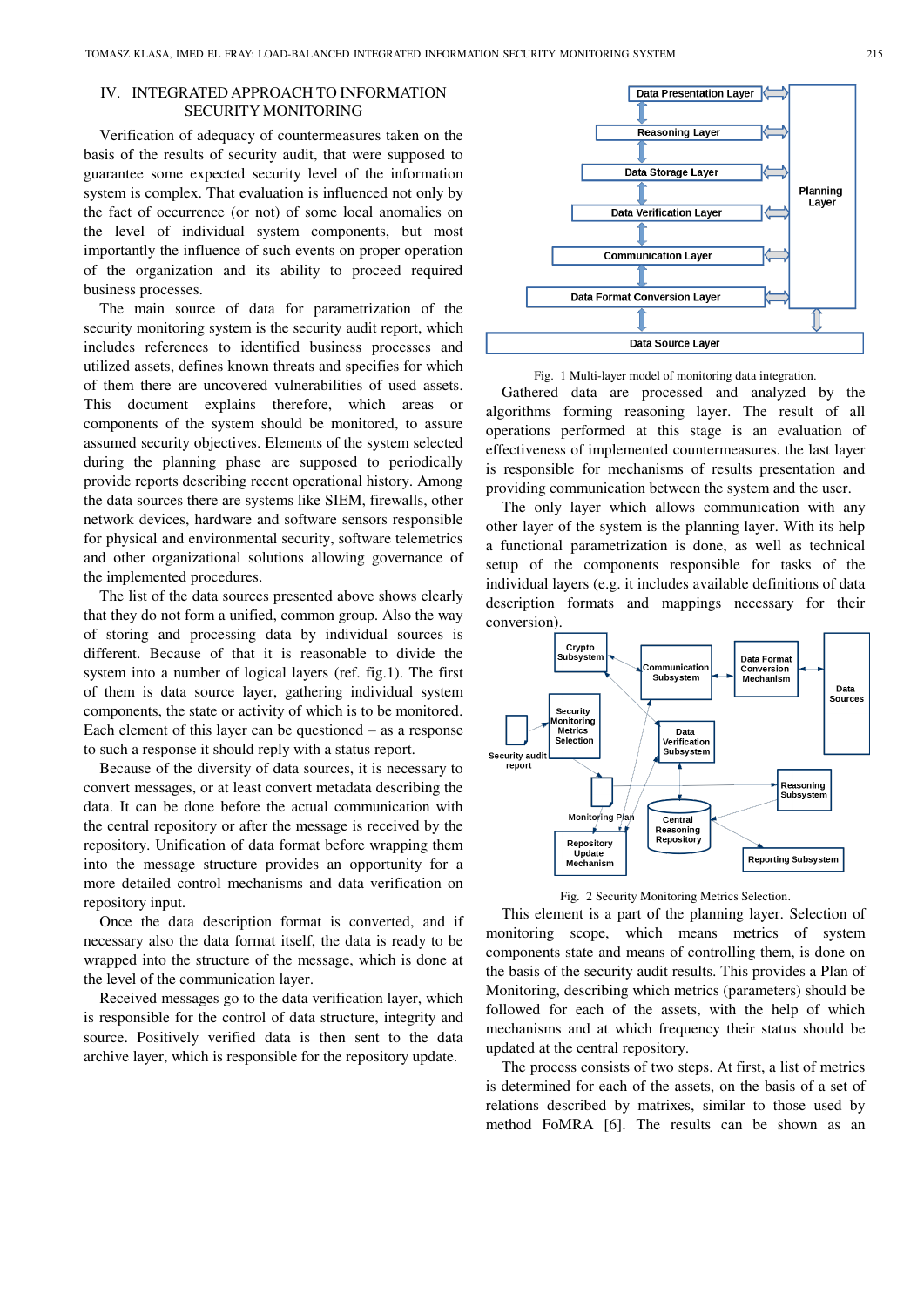## IV. INTEGRATED APPROACH TO INFORMATION SECURITY MONITORING

Verification of adequacy of countermeasures taken on the basis of the results of security audit, that were supposed to guarantee some expected security level of the information system is complex. That evaluation is influenced not only by the fact of occurrence (or not) of some local anomalies on the level of individual system components, but most importantly the influence of such events on proper operation of the organization and its ability to proceed required business processes.

The main source of data for parametrization of the security monitoring system is the security audit report, which includes references to identified business processes and utilized assets, defines known threats and specifies for which of them there are uncovered vulnerabilities of used assets. This document explains therefore, which areas or components of the system should be monitored, to assure assumed security objectives. Elements of the system selected during the planning phase are supposed to periodically provide reports describing recent operational history. Among the data sources there are systems like SIEM, firewalls, other network devices, hardware and software sensors responsible for physical and environmental security, software telemetrics and other organizational solutions allowing governance of the implemented procedures.

The list of the data sources presented above shows clearly that they do not form a unified, common group. Also the way of storing and processing data by individual sources is different. Because of that it is reasonable to divide the system into a number of logical layers (ref. fig.1). The first of them is data source layer, gathering individual system components, the state or activity of which is to be monitored. Each element of this layer can be questioned – as a response to such a response it should reply with a status report.

Because of the diversity of data sources, it is necessary to convert messages, or at least convert metadata describing the data. It can be done before the actual communication with the central repository or after the message is received by the repository. Unification of data format before wrapping them into the message structure provides an opportunity for a more detailed control mechanisms and data verification on repository input.

Once the data description format is converted, and if necessary also the data format itself, the data is ready to be wrapped into the structure of the message, which is done at the level of the communication layer.

Received messages go to the data verification layer, which is responsible for the control of data structure, integrity and source. Positively verified data is then sent to the data archive layer, which is responsible for the repository update.

Fig. 1 Multi-layer model of monitoring data integration.

Gathered data are processed and analyzed by the algorithms forming reasoning layer. The result of all operations performed at this stage is an evaluation of effectiveness of implemented countermeasures. the last layer is responsible for mechanisms of results presentation and providing communication between the system and the user.

The only layer which allows communication with any other layer of the system is the planning layer. With its help a functional parametrization is done, as well as technical setup of the components responsible for tasks of the individual layers (e.g. it includes available definitions of data description formats and mappings necessary for their conversion).

Fig. 2 Security Monitoring Metrics Selection.

This element is a part of the planning layer. Selection of monitoring scope, which means metrics of system components state and means of controlling them, is done on the basis of the security audit results. This provides a Plan of Monitoring, describing which metrics (parameters) should be followed for each of the assets, with the help of which mechanisms and at which frequency their status should be updated at the central repository.

The process consists of two steps. At first, a list of metrics is determined for each of the assets, on the basis of a set of relations described by matrixes, similar to those used by method FoMRA [6]. The results can be shown as an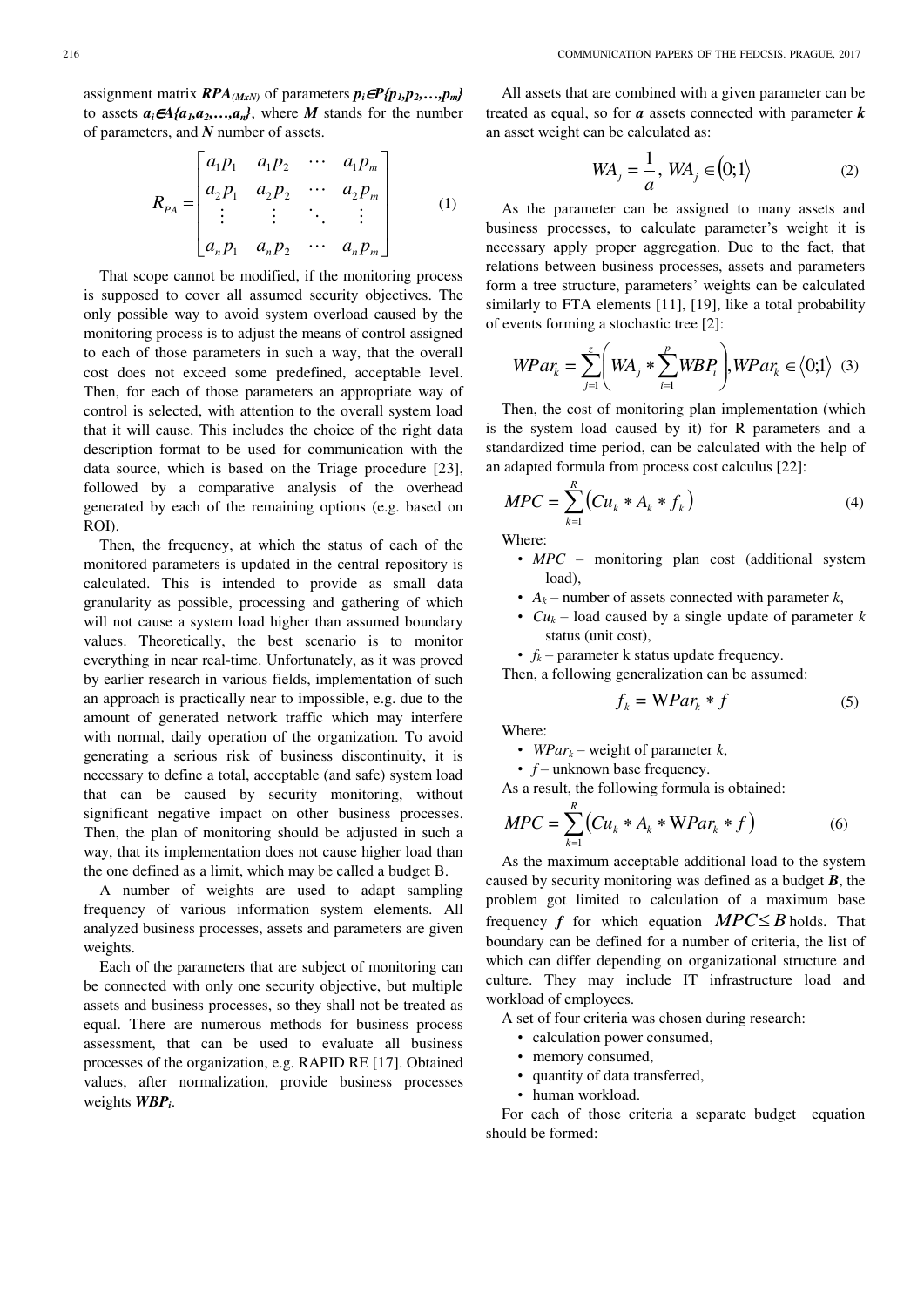assignment matrix $\boldsymbol{RPA}_{(MxN)}$ of parameters $\boldsymbol{p_i \in P\{p_1,p_2,\ldots,p_m\}}$ to assets $\boldsymbol{a_i \in A\{a_1,a_2,\ldots,a_n\}}$, where $\boldsymbol{M}$ stands for the number of parameters, and $\boldsymbol{N}$ number of assets.

$$R_{PA} = \begin{bmatrix} a_1p_1 & a_1p_2 & \cdots & a_1p_m \\ a_2p_1 & a_2p_2 & \cdots & a_2p_m \\ \vdots & \vdots & \ddots & \vdots \\ a_np_1 & a_np_2 & \cdots & a_np_m \end{bmatrix} \tag{1}$$

That scope cannot be modified, if the monitoring process is supposed to cover all assumed security objectives. The only possible way to avoid system overload caused by the monitoring process is to adjust the means of control assigned to each of those parameters in such a way, that the overall cost does not exceed some predefined, acceptable level. Then, for each of those parameters an appropriate way of control is selected, with attention to the overall system load that it will cause. This includes the choice of the right data description format to be used for communication with the data source, which is based on the Triage procedure [23], followed by a comparative analysis of the overhead generated by each of the remaining options (e.g. based on ROI).

Then, the frequency, at which the status of each of the monitored parameters is updated in the central repository is calculated. This is intended to provide as small data granularity as possible, processing and gathering of which will not cause a system load higher than assumed boundary values. Theoretically, the best scenario is to monitor everything in near real-time. Unfortunately, as it was proved by earlier research in various fields, implementation of such an approach is practically near to impossible, e.g. due to the amount of generated network traffic which may interfere with normal, daily operation of the organization. To avoid generating a serious risk of business discontinuity, it is necessary to define a total, acceptable (and safe) system load that can be caused by security monitoring, without significant negative impact on other business processes. Then, the plan of monitoring should be adjusted in such a way, that its implementation does not cause higher load than the one defined as a limit, which may be called a budget B.

A number of weights are used to adapt sampling frequency of various information system elements. All analyzed business processes, assets and parameters are given weights.

Each of the parameters that are subject of monitoring can be connected with only one security objective, but multiple assets and business processes, so they shall not be treated as equal. There are numerous methods for business process assessment, that can be used to evaluate all business processes of the organization, e.g. RAPID RE [17]. Obtained values, after normalization, provide business processes weights $\boldsymbol{WBP_i}$.

All assets that are combined with a given parameter can be treated as equal, so for $\boldsymbol{a}$ assets connected with parameter $\boldsymbol{k}$ an asset weight can be calculated as:

$$WA_j = \frac{1}{a}, \; WA_j \in (0;1\rangle \tag{2}$$

As the parameter can be assigned to many assets and business processes, to calculate parameter's weight it is necessary apply proper aggregation. Due to the fact, that relations between business processes, assets and parameters form a tree structure, parameters' weights can be calculated similarly to FTA elements [11], [19], like a total probability of events forming a stochastic tree [2]:

$$WPar_k = \sum_{j=1}^{z}\left(WA_j * \sum_{i=1}^{p} WBP_i\right), WPar_k \in \langle 0;1\rangle \tag{3}$$

Then, the cost of monitoring plan implementation (which is the system load caused by it) for R parameters and a standardized time period, can be calculated with the help of an adapted formula from process cost calculus [22]:

$$MPC = \sum_{k=1}^{R}\left(Cu_k * A_k * f_k\right) \tag{4}$$

Where:

- $MPC$ – monitoring plan cost (additional system load),
- $A_k$ – number of assets connected with parameter $k$,
- $Cu_k$ – load caused by a single update of parameter $k$ status (unit cost),
- $f_k$ – parameter k status update frequency.

Then, a following generalization can be assumed:

$$f_k = WPar_k * f \tag{5}$$

Where:

- $WPar_k$ – weight of parameter $k$,
- $f$ – unknown base frequency.

As a result, the following formula is obtained:

$$MPC = \sum_{k=1}^{R}\left(Cu_k * A_k * WPar_k * f\right) \tag{6}$$

As the maximum acceptable additional load to the system caused by security monitoring was defined as a budget $\boldsymbol{B}$, the problem got limited to calculation of a maximum base frequency $\boldsymbol{f}$ for which equation $MPC \leq B$ holds. That boundary can be defined for a number of criteria, the list of which can differ depending on organizational structure and culture. They may include IT infrastructure load and workload of employees.

A set of four criteria was chosen during research:

- calculation power consumed,
- memory consumed,
- quantity of data transferred,
- human workload.

For each of those criteria a separate budget equation should be formed: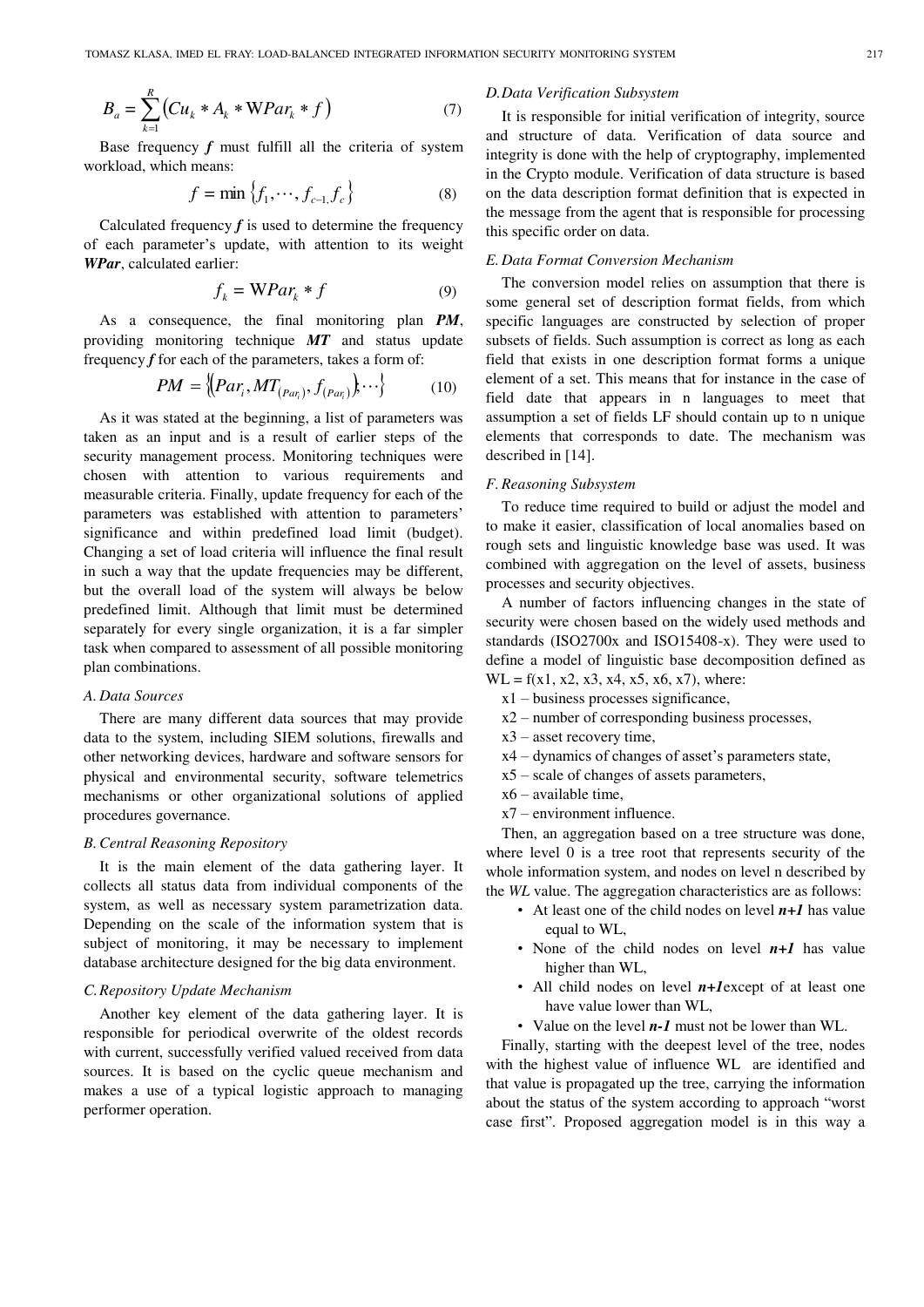$$B_a = \sum_{k=1}^{R} \left( Cu_k * A_k * \mathrm{W}Par_k * f \right) \tag{7}$$

Base frequency $\boldsymbol{f}$ must fulfill all the criteria of system workload, which means:

$$f = \min \left\{ f_1, \cdots, f_{c-1,} f_c \right\} \tag{8}$$

Calculated frequency $\boldsymbol{f}$ is used to determine the frequency of each parameter's update, with attention to its weight $\boldsymbol{WPar}$, calculated earlier:

$$f_k = \mathrm{W}Par_k * f \tag{9}$$

As a consequence, the final monitoring plan $\boldsymbol{PM}$, providing monitoring technique $\boldsymbol{MT}$ and status update frequency $\boldsymbol{f}$ for each of the parameters, takes a form of:

$$PM = \left\{ \left( Par_i, MT_{(Par_i)}, f_{(Par_i)} \right), \cdots \right\} \tag{10}$$

As it was stated at the beginning, a list of parameters was taken as an input and is a result of earlier steps of the security management process. Monitoring techniques were chosen with attention to various requirements and measurable criteria. Finally, update frequency for each of the parameters was established with attention to parameters' significance and within predefined load limit (budget). Changing a set of load criteria will influence the final result in such a way that the update frequencies may be different, but the overall load of the system will always be below predefined limit. Although that limit must be determined separately for every single organization, it is a far simpler task when compared to assessment of all possible monitoring plan combinations.

### *A. Data Sources*

There are many different data sources that may provide data to the system, including SIEM solutions, firewalls and other networking devices, hardware and software sensors for physical and environmental security, software telemetrics mechanisms or other organizational solutions of applied procedures governance.

### *B. Central Reasoning Repository*

It is the main element of the data gathering layer. It collects all status data from individual components of the system, as well as necessary system parametrization data. Depending on the scale of the information system that is subject of monitoring, it may be necessary to implement database architecture designed for the big data environment.

### *C. Repository Update Mechanism*

Another key element of the data gathering layer. It is responsible for periodical overwrite of the oldest records with current, successfully verified valued received from data sources. It is based on the cyclic queue mechanism and makes a use of a typical logistic approach to managing performer operation.

### *D. Data Verification Subsystem*

It is responsible for initial verification of integrity, source and structure of data. Verification of data source and integrity is done with the help of cryptography, implemented in the Crypto module. Verification of data structure is based on the data description format definition that is expected in the message from the agent that is responsible for processing this specific order on data.

### *E. Data Format Conversion Mechanism*

The conversion model relies on assumption that there is some general set of description format fields, from which specific languages are constructed by selection of proper subsets of fields. Such assumption is correct as long as each field that exists in one description format forms a unique element of a set. This means that for instance in the case of field date that appears in n languages to meet that assumption a set of fields LF should contain up to n unique elements that corresponds to date. The mechanism was described in [14].

### *F. Reasoning Subsystem*

To reduce time required to build or adjust the model and to make it easier, classification of local anomalies based on rough sets and linguistic knowledge base was used. It was combined with aggregation on the level of assets, business processes and security objectives.

A number of factors influencing changes in the state of security were chosen based on the widely used methods and standards (ISO2700x and ISO15408-x). They were used to define a model of linguistic base decomposition defined as WL = f(x1, x2, x3, x4, x5, x6, x7), where:

x1 – business processes significance,
x2 – number of corresponding business processes,
x3 – asset recovery time,
x4 – dynamics of changes of asset's parameters state,
x5 – scale of changes of assets parameters,
x6 – available time,
x7 – environment influence.

Then, an aggregation based on a tree structure was done, where level 0 is a tree root that represents security of the whole information system, and nodes on level n described by the *WL* value. The aggregation characteristics are as follows:

- At least one of the child nodes on level $\boldsymbol{n+1}$ has value equal to WL,
- None of the child nodes on level $\boldsymbol{n+1}$ has value higher than WL,
- All child nodes on level $\boldsymbol{n+1}$ except of at least one have value lower than WL,
- Value on the level $\boldsymbol{n-1}$ must not be lower than WL.

Finally, starting with the deepest level of the tree, nodes with the highest value of influence WL are identified and that value is propagated up the tree, carrying the information about the status of the system according to approach "worst case first". Proposed aggregation model is in this way a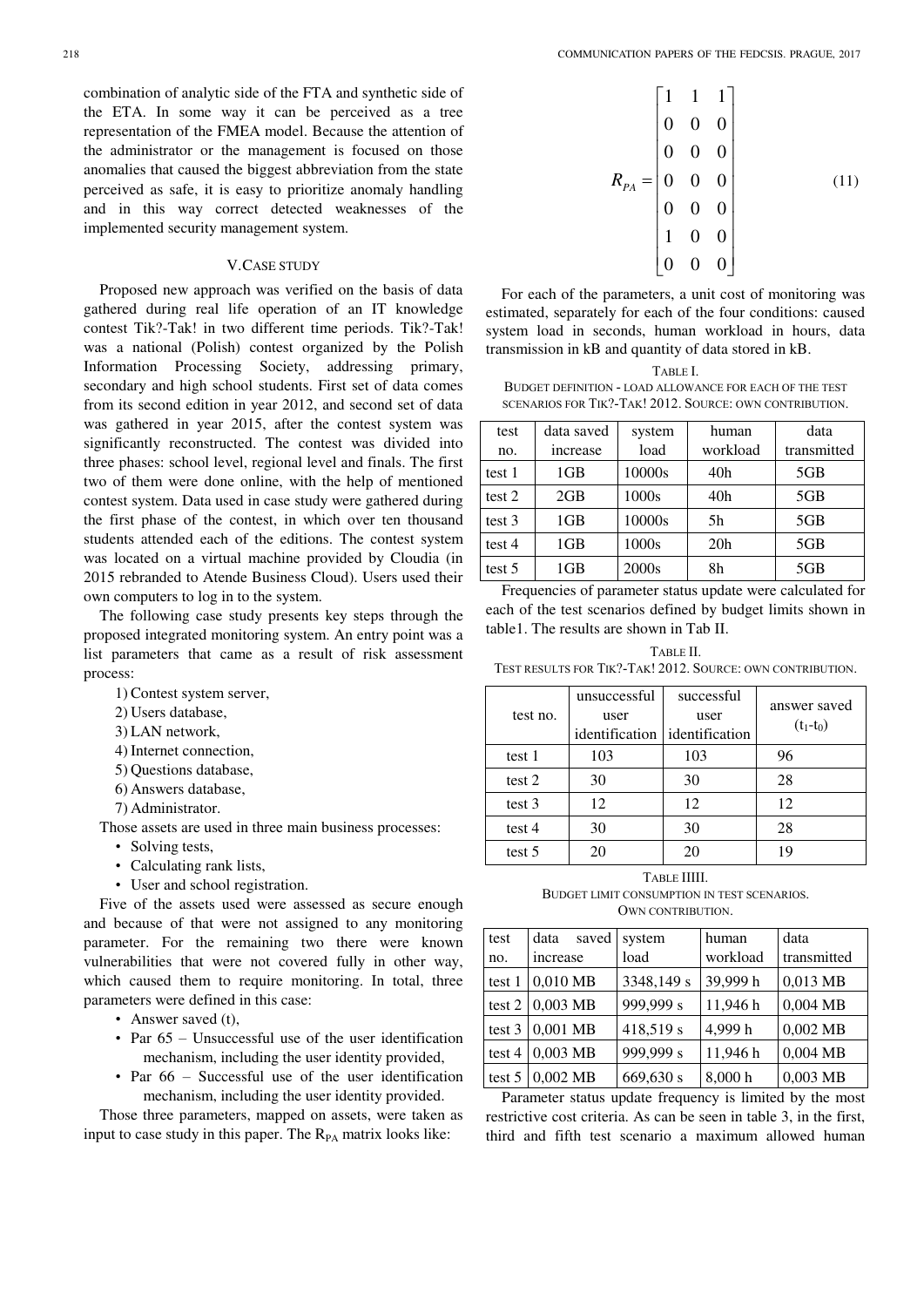combination of analytic side of the FTA and synthetic side of the ETA. In some way it can be perceived as a tree representation of the FMEA model. Because the attention of the administrator or the management is focused on those anomalies that caused the biggest abbreviation from the state perceived as safe, it is easy to prioritize anomaly handling and in this way correct detected weaknesses of the implemented security management system.

## V. Case study

Proposed new approach was verified on the basis of data gathered during real life operation of an IT knowledge contest Tik?-Tak! in two different time periods. Tik?-Tak! was a national (Polish) contest organized by the Polish Information Processing Society, addressing primary, secondary and high school students. First set of data comes from its second edition in year 2012, and second set of data was gathered in year 2015, after the contest system was significantly reconstructed. The contest was divided into three phases: school level, regional level and finals. The first two of them were done online, with the help of mentioned contest system. Data used in case study were gathered during the first phase of the contest, in which over ten thousand students attended each of the editions. The contest system was located on a virtual machine provided by Cloudia (in 2015 rebranded to Atende Business Cloud). Users used their own computers to log in to the system.

The following case study presents key steps through the proposed integrated monitoring system. An entry point was a list parameters that came as a result of risk assessment process:

1) Contest system server,
2) Users database,
3) LAN network,
4) Internet connection,
5) Questions database,
6) Answers database,
7) Administrator.

Those assets are used in three main business processes:

- Solving tests,
- Calculating rank lists,
- User and school registration.

Five of the assets used were assessed as secure enough and because of that were not assigned to any monitoring parameter. For the remaining two there were known vulnerabilities that were not covered fully in other way, which caused them to require monitoring. In total, three parameters were defined in this case:

- Answer saved (t),
- Par 65 – Unsuccessful use of the user identification mechanism, including the user identity provided,
- Par 66 – Successful use of the user identification mechanism, including the user identity provided.

Those three parameters, mapped on assets, were taken as input to case study in this paper. The $R_{PA}$ matrix looks like:

$$R_{PA} = \begin{bmatrix} 1 & 1 & 1 \\ 0 & 0 & 0 \\ 0 & 0 & 0 \\ 0 & 0 & 0 \\ 0 & 0 & 0 \\ 1 & 0 & 0 \\ 0 & 0 & 0 \end{bmatrix} \tag{11}$$

For each of the parameters, a unit cost of monitoring was estimated, separately for each of the four conditions: caused system load in seconds, human workload in hours, data transmission in kB and quantity of data stored in kB.

TABLE I.
BUDGET DEFINITION - LOAD ALLOWANCE FOR EACH OF THE TEST SCENARIOS FOR TIK?-TAK! 2012. SOURCE: OWN CONTRIBUTION.

| test no. | data saved increase | system load | human workload | data transmitted |
|---|---|---|---|---|
| test 1 | 1GB | 10000s | 40h | 5GB |
| test 2 | 2GB | 1000s | 40h | 5GB |
| test 3 | 1GB | 10000s | 5h | 5GB |
| test 4 | 1GB | 1000s | 20h | 5GB |
| test 5 | 1GB | 2000s | 8h | 5GB |

Frequencies of parameter status update were calculated for each of the test scenarios defined by budget limits shown in table1. The results are shown in Tab II.

TABLE II.
TEST RESULTS FOR TIK?-TAK! 2012. SOURCE: OWN CONTRIBUTION.

| test no. | unsuccessful user identification | successful user identification | answer saved ($t_1$-$t_0$) |
|---|---|---|---|
| test 1 | 103 | 103 | 96 |
| test 2 | 30 | 30 | 28 |
| test 3 | 12 | 12 | 12 |
| test 4 | 30 | 30 | 28 |
| test 5 | 20 | 20 | 19 |

TABLE IIIII.
BUDGET LIMIT CONSUMPTION IN TEST SCENARIOS. OWN CONTRIBUTION.

| test no. | data saved increase | system load | human workload | data transmitted |
|---|---|---|---|---|
| test 1 | 0,010 MB | 3348,149 s | 39,999 h | 0,013 MB |
| test 2 | 0,003 MB | 999,999 s | 11,946 h | 0,004 MB |
| test 3 | 0,001 MB | 418,519 s | 4,999 h | 0,002 MB |
| test 4 | 0,003 MB | 999,999 s | 11,946 h | 0,004 MB |
| test 5 | 0,002 MB | 669,630 s | 8,000 h | 0,003 MB |

Parameter status update frequency is limited by the most restrictive cost criteria. As can be seen in table 3, in the first, third and fifth test scenario a maximum allowed human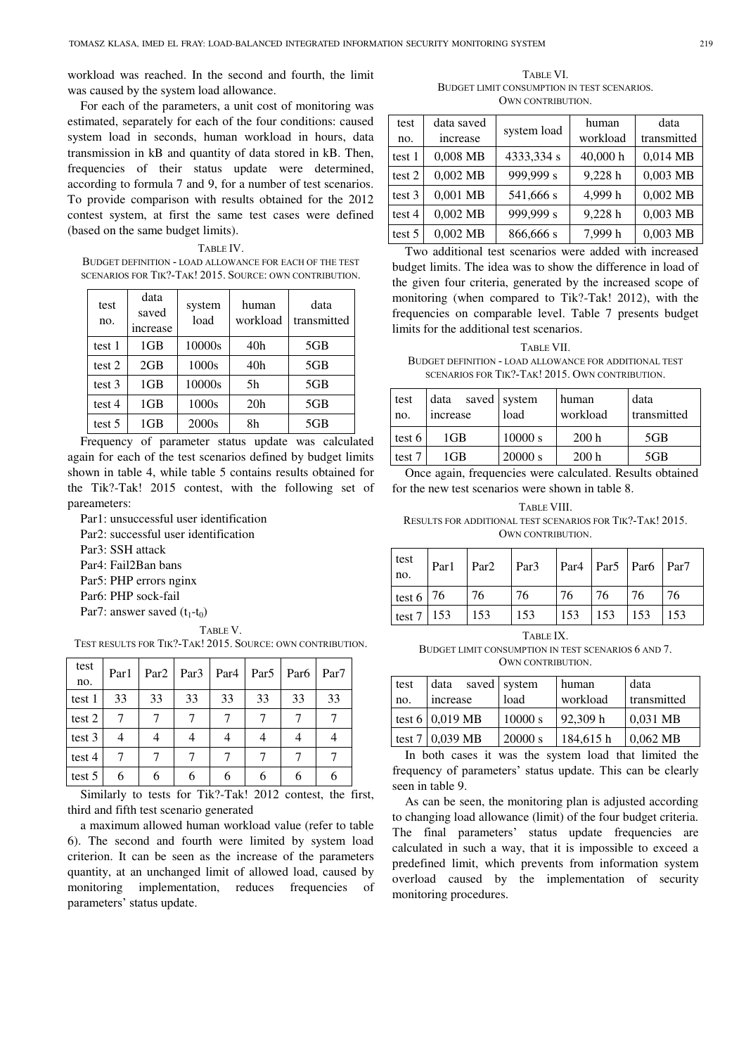workload was reached. In the second and fourth, the limit was caused by the system load allowance.

For each of the parameters, a unit cost of monitoring was estimated, separately for each of the four conditions: caused system load in seconds, human workload in hours, data transmission in kB and quantity of data stored in kB. Then, frequencies of their status update were determined, according to formula 7 and 9, for a number of test scenarios. To provide comparison with results obtained for the 2012 contest system, at first the same test cases were defined (based on the same budget limits).

TABLE IV.
BUDGET DEFINITION - LOAD ALLOWANCE FOR EACH OF THE TEST SCENARIOS FOR TIK?-TAK! 2015. SOURCE: OWN CONTRIBUTION.

| test no. | data saved increase | system load | human workload | data transmitted |
|---|---|---|---|---|
| test 1 | 1GB | 10000s | 40h | 5GB |
| test 2 | 2GB | 1000s | 40h | 5GB |
| test 3 | 1GB | 10000s | 5h | 5GB |
| test 4 | 1GB | 1000s | 20h | 5GB |
| test 5 | 1GB | 2000s | 8h | 5GB |

Frequency of parameter status update was calculated again for each of the test scenarios defined by budget limits shown in table 4, while table 5 contains results obtained for the Tik?-Tak! 2015 contest, with the following set of pareameters:

Par1: unsuccessful user identification
Par2: successful user identification
Par3: SSH attack
Par4: Fail2Ban bans
Par5: PHP errors nginx
Par6: PHP sock-fail
Par7: answer saved ($t_1$-$t_0$)

TABLE V.
TEST RESULTS FOR TIK?-TAK! 2015. SOURCE: OWN CONTRIBUTION.

| test no. | Par1 | Par2 | Par3 | Par4 | Par5 | Par6 | Par7 |
|---|---|---|---|---|---|---|---|
| test 1 | 33 | 33 | 33 | 33 | 33 | 33 | 33 |
| test 2 | 7 | 7 | 7 | 7 | 7 | 7 | 7 |
| test 3 | 4 | 4 | 4 | 4 | 4 | 4 | 4 |
| test 4 | 7 | 7 | 7 | 7 | 7 | 7 | 7 |
| test 5 | 6 | 6 | 6 | 6 | 6 | 6 | 6 |

Similarly to tests for Tik?-Tak! 2012 contest, the first, third and fifth test scenario generated

a maximum allowed human workload value (refer to table 6). The second and fourth were limited by system load criterion. It can be seen as the increase of the parameters quantity, at an unchanged limit of allowed load, caused by monitoring implementation, reduces frequencies of parameters' status update.

TABLE VI.
BUDGET LIMIT CONSUMPTION IN TEST SCENARIOS. OWN CONTRIBUTION.

| test no. | data saved increase | system load | human workload | data transmitted |
|---|---|---|---|---|
| test 1 | 0,008 MB | 4333,334 s | 40,000 h | 0,014 MB |
| test 2 | 0,002 MB | 999,999 s | 9,228 h | 0,003 MB |
| test 3 | 0,001 MB | 541,666 s | 4,999 h | 0,002 MB |
| test 4 | 0,002 MB | 999,999 s | 9,228 h | 0,003 MB |
| test 5 | 0,002 MB | 866,666 s | 7,999 h | 0,003 MB |

Two additional test scenarios were added with increased budget limits. The idea was to show the difference in load of the given four criteria, generated by the increased scope of monitoring (when compared to Tik?-Tak! 2012), with the frequencies on comparable level. Table 7 presents budget limits for the additional test scenarios.

TABLE VII.
BUDGET DEFINITION - LOAD ALLOWANCE FOR ADDITIONAL TEST SCENARIOS FOR TIK?-TAK! 2015. OWN CONTRIBUTION.

| test no. | data saved increase | system load | human workload | data transmitted |
|---|---|---|---|---|
| test 6 | 1GB | 10000 s | 200 h | 5GB |
| test 7 | 1GB | 20000 s | 200 h | 5GB |

Once again, frequencies were calculated. Results obtained for the new test scenarios were shown in table 8.

TABLE VIII.
RESULTS FOR ADDITIONAL TEST SCENARIOS FOR TIK?-TAK! 2015. OWN CONTRIBUTION.

| test no. | Par1 | Par2 | Par3 | Par4 | Par5 | Par6 | Par7 |
|---|---|---|---|---|---|---|---|
| test 6 | 76 | 76 | 76 | 76 | 76 | 76 | 76 |
| test 7 | 153 | 153 | 153 | 153 | 153 | 153 | 153 |

TABLE IX.
BUDGET LIMIT CONSUMPTION IN TEST SCENARIOS 6 AND 7. OWN CONTRIBUTION.

| test no. | data saved increase | system load | human workload | data transmitted |
|---|---|---|---|---|
| test 6 | 0,019 MB | 10000 s | 92,309 h | 0,031 MB |
| test 7 | 0,039 MB | 20000 s | 184,615 h | 0,062 MB |

In both cases it was the system load that limited the frequency of parameters' status update. This can be clearly seen in table 9.

As can be seen, the monitoring plan is adjusted according to changing load allowance (limit) of the four budget criteria. The final parameters' status update frequencies are calculated in such a way, that it is impossible to exceed a predefined limit, which prevents from information system overload caused by the implementation of security monitoring procedures.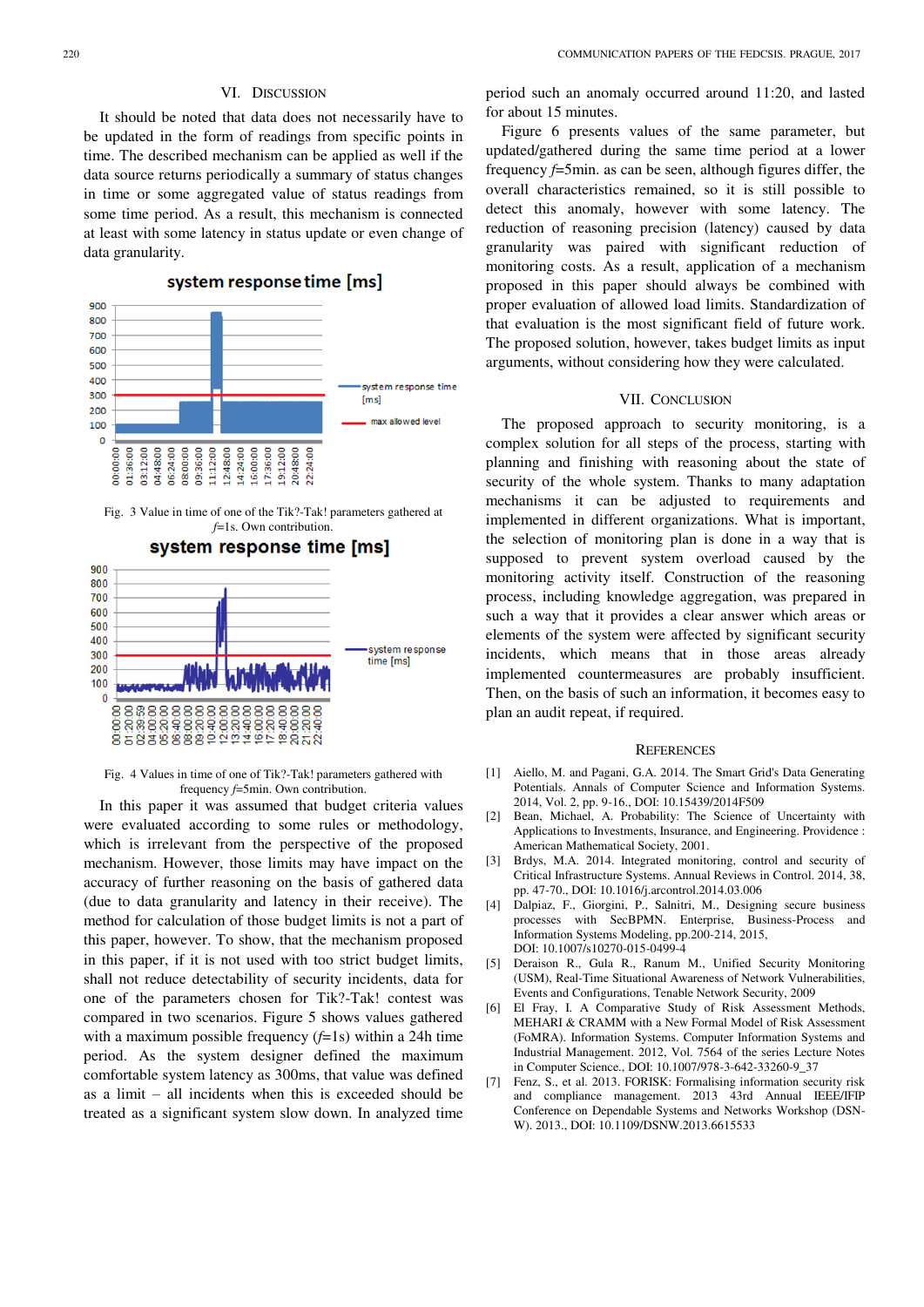## VI. Discussion

It should be noted that data does not necessarily have to be updated in the form of readings from specific points in time. The described mechanism can be applied as well if the data source returns periodically a summary of status changes in time or some aggregated value of status readings from some time period. As a result, this mechanism is connected at least with some latency in status update or even change of data granularity.

Fig. 3 Value in time of one of the Tik?-Tak! parameters gathered at $f$=1s. Own contribution.

Fig. 4 Values in time of one of Tik?-Tak! parameters gathered with frequency $f$=5min. Own contribution.

In this paper it was assumed that budget criteria values were evaluated according to some rules or methodology, which is irrelevant from the perspective of the proposed mechanism. However, those limits may have impact on the accuracy of further reasoning on the basis of gathered data (due to data granularity and latency in their receive). The method for calculation of those budget limits is not a part of this paper, however. To show, that the mechanism proposed in this paper, if it is not used with too strict budget limits, shall not reduce detectability of security incidents, data for one of the parameters chosen for Tik?-Tak! contest was compared in two scenarios. Figure 5 shows values gathered with a maximum possible frequency ($f$=1s) within a 24h time period. As the system designer defined the maximum comfortable system latency as 300ms, that value was defined as a limit – all incidents when this is exceeded should be treated as a significant system slow down. In analyzed time period such an anomaly occurred around 11:20, and lasted for about 15 minutes.

Figure 6 presents values of the same parameter, but updated/gathered during the same time period at a lower frequency $f$=5min. as can be seen, although figures differ, the overall characteristics remained, so it is still possible to detect this anomaly, however with some latency. The reduction of reasoning precision (latency) caused by data granularity was paired with significant reduction of monitoring costs. As a result, application of a mechanism proposed in this paper should always be combined with proper evaluation of allowed load limits. Standardization of that evaluation is the most significant field of future work. The proposed solution, however, takes budget limits as input arguments, without considering how they were calculated.

## VII. Conclusion

The proposed approach to security monitoring, is a complex solution for all steps of the process, starting with planning and finishing with reasoning about the state of security of the whole system. Thanks to many adaptation mechanisms it can be adjusted to requirements and implemented in different organizations. What is important, the selection of monitoring plan is done in a way that is supposed to prevent system overload caused by the monitoring activity itself. Construction of the reasoning process, including knowledge aggregation, was prepared in such a way that it provides a clear answer which areas or elements of the system were affected by significant security incidents, which means that in those areas already implemented countermeasures are probably insufficient. Then, on the basis of such an information, it becomes easy to plan an audit repeat, if required.

## References

[1] Aiello, M. and Pagani, G.A. 2014. The Smart Grid's Data Generating Potentials. Annals of Computer Science and Information Systems. 2014, Vol. 2, pp. 9-16., DOI: 10.15439/2014F509

[2] Bean, Michael, A. Probability: The Science of Uncertainty with Applications to Investments, Insurance, and Engineering. Providence : American Mathematical Society, 2001.

[3] Brdys, M.A. 2014. Integrated monitoring, control and security of Critical Infrastructure Systems. Annual Reviews in Control. 2014, 38, pp. 47-70., DOI: 10.1016/j.arcontrol.2014.03.006

[4] Dalpiaz, F., Giorgini, P., Salnitri, M., Designing secure business processes with SecBPMN. Enterprise, Business-Process and Information Systems Modeling, pp.200-214, 2015, DOI: 10.1007/s10270-015-0499-4

[5] Deraison R., Gula R., Ranum M., Unified Security Monitoring (USM), Real-Time Situational Awareness of Network Vulnerabilities, Events and Configurations, Tenable Network Security, 2009

[6] El Fray, I. A Comparative Study of Risk Assessment Methods, MEHARI & CRAMM with a New Formal Model of Risk Assessment (FoMRA). Information Systems. Computer Information Systems and Industrial Management. 2012, Vol. 7564 of the series Lecture Notes in Computer Science., DOI: 10.1007/978-3-642-33260-9_37

[7] Fenz, S., et al. 2013. FORISK: Formalising information security risk and compliance management. 2013 43rd Annual IEEE/IFIP Conference on Dependable Systems and Networks Workshop (DSN-W). 2013., DOI: 10.1109/DSNW.2013.6615533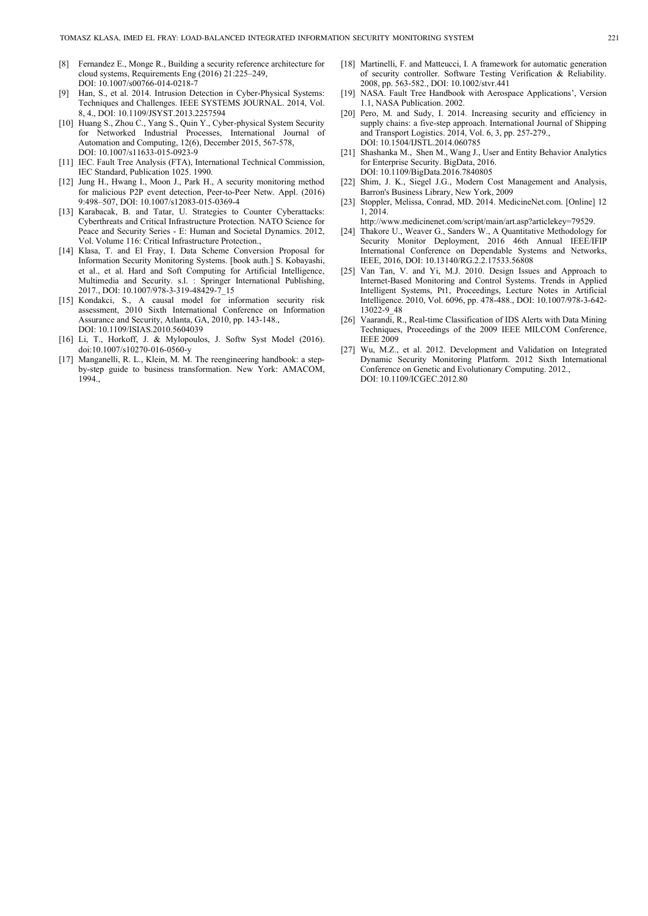[8] Fernandez E., Monge R., Building a security reference architecture for cloud systems, Requirements Eng (2016) 21:225–249, DOI: 10.1007/s00766-014-0218-7

[9] Han, S., et al. 2014. Intrusion Detection in Cyber-Physical Systems: Techniques and Challenges. IEEE SYSTEMS JOURNAL. 2014, Vol. 8, 4., DOI: 10.1109/JSYST.2013.2257594

[10] Huang S., Zhou C., Yang S., Quin Y., Cyber-physical System Security for Networked Industrial Processes, International Journal of Automation and Computing, 12(6), December 2015, 567-578, DOI: 10.1007/s11633-015-0923-9

[11] IEC. Fault Tree Analysis (FTA), International Technical Commission, IEC Standard, Publication 1025. 1990.

[12] Jung H., Hwang I., Moon J., Park H., A security monitoring method for malicious P2P event detection, Peer-to-Peer Netw. Appl. (2016) 9:498–507, DOI: 10.1007/s12083-015-0369-4

[13] Karabacak, B. and Tatar, U. Strategies to Counter Cyberattacks: Cyberthreats and Critical Infrastructure Protection. NATO Science for Peace and Security Series - E: Human and Societal Dynamics. 2012, Vol. Volume 116: Critical Infrastructure Protection.,

[14] Klasa, T. and El Fray, I. Data Scheme Conversion Proposal for Information Security Monitoring Systems. [book auth.] S. Kobayashi, et al., et al. Hard and Soft Computing for Artificial Intelligence, Multimedia and Security. s.l. : Springer International Publishing, 2017., DOI: 10.1007/978-3-319-48429-7_15

[15] Kondakci, S., A causal model for information security risk assessment, 2010 Sixth International Conference on Information Assurance and Security, Atlanta, GA, 2010, pp. 143-148., DOI: 10.1109/ISIAS.2010.5604039

[16] Li, T., Horkoff, J. & Mylopoulos, J. Softw Syst Model (2016). doi:10.1007/s10270-016-0560-y

[17] Manganelli, R. L., Klein, M. M. The reengineering handbook: a step-by-step guide to business transformation. New York: AMACOM, 1994.,

[18] Martinelli, F. and Matteucci, I. A framework for automatic generation of security controller. Software Testing Verification & Reliability. 2008, pp. 563-582., DOI: 10.1002/stvr.441

[19] NASA. Fault Tree Handbook with Aerospace Applications', Version 1.1, NASA Publication. 2002.

[20] Pero, M. and Sudy, I. 2014. Increasing security and efficiency in supply chains: a five-step approach. International Journal of Shipping and Transport Logistics. 2014, Vol. 6, 3, pp. 257-279., DOI: 10.1504/IJSTL.2014.060785

[21] Shashanka M., Shen M., Wang J., User and Entity Behavior Analytics for Enterprise Security. BigData, 2016. DOI: 10.1109/BigData.2016.7840805

[22] Shim, J. K., Siegel J.G., Modern Cost Management and Analysis, Barron's Business Library, New York, 2009

[23] Stoppler, Melissa, Conrad, MD. 2014. MedicineNet.com. [Online] 12 1, 2014. http://www.medicinenet.com/script/main/art.asp?articlekey=79529.

[24] Thakore U., Weaver G., Sanders W., A Quantitative Methodology for Security Monitor Deployment, 2016 46th Annual IEEE/IFIP International Conference on Dependable Systems and Networks, IEEE, 2016, DOI: 10.13140/RG.2.2.17533.56808

[25] Van Tan, V. and Yi, M.J. 2010. Design Issues and Approach to Internet-Based Monitoring and Control Systems. Trends in Applied Intelligent Systems, Pt1, Proceedings, Lecture Notes in Artificial Intelligence. 2010, Vol. 6096, pp. 478-488., DOI: 10.1007/978-3-642-13022-9_48

[26] Vaarandi, R., Real-time Classification of IDS Alerts with Data Mining Techniques, Proceedings of the 2009 IEEE MILCOM Conference, IEEE 2009

[27] Wu, M.Z., et al. 2012. Development and Validation on Integrated Dynamic Security Monitoring Platform. 2012 Sixth International Conference on Genetic and Evolutionary Computing. 2012., DOI: 10.1109/ICGEC.2012.80